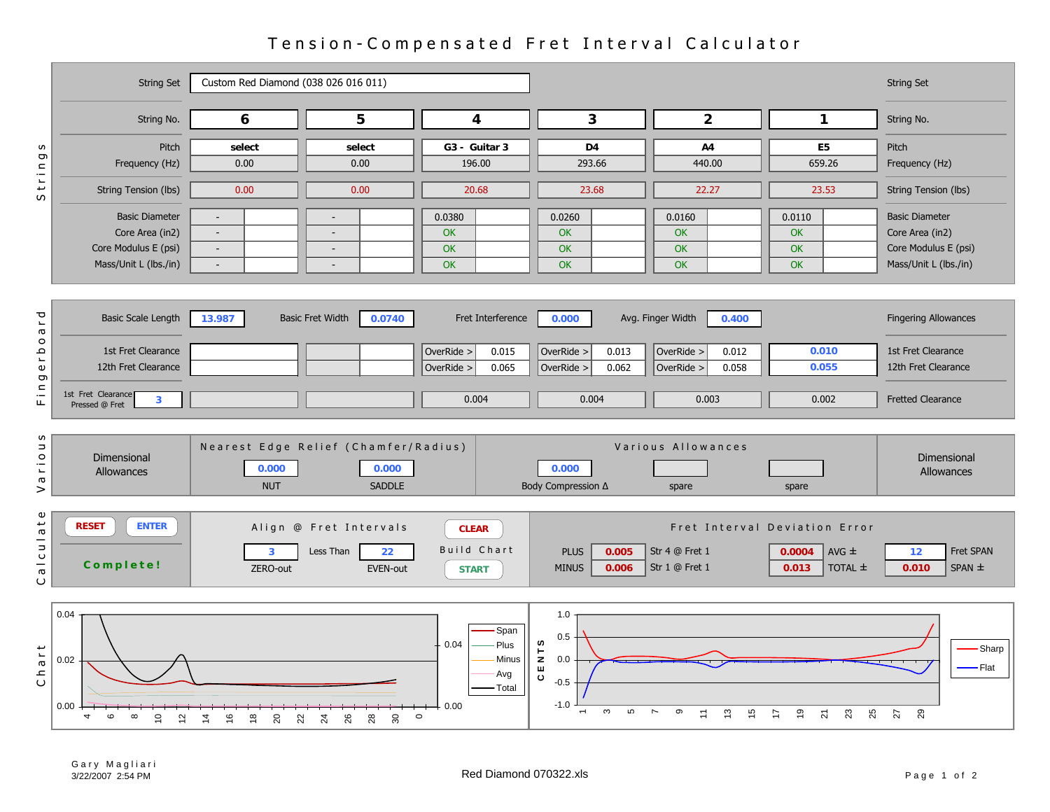# Tension-Compensated Fret Interval Calculator

## Strings

| String Set | Custom Red Diamond (038 026 016 011) | | | | | | String Set |
|---|---|---|---|---|---|---|---|
| String No. | 6 | 5 | 4 | 3 | 2 | 1 | String No. |
| Pitch | select | select | G3 - Guitar 3 | D4 | A4 | E5 | Pitch |
| Frequency (Hz) | 0.00 | 0.00 | 196.00 | 293.66 | 440.00 | 659.26 | Frequency (Hz) |
| String Tension (lbs) | 0.00 | 0.00 | 20.68 | 23.68 | 22.27 | 23.53 | String Tension (lbs) |
| Basic Diameter | - | - | 0.0380 | 0.0260 | 0.0160 | 0.0110 | Basic Diameter |
| Core Area (in2) | - | - | OK | OK | OK | OK | Core Area (in2) |
| Core Modulus E (psi) | - | - | OK | OK | OK | OK | Core Modulus E (psi) |
| Mass/Unit L (lbs./in) | - | - | OK | OK | OK | OK | Mass/Unit L (lbs./in) |

## Fingerboard

Basic Scale Length: 13.987 | Basic Fret Width: 0.0740 | Fret Interference: 0.000 | Avg. Finger Width: 0.400 | Fingering Allowances

| | 6 | 5 | 4 | 3 | 2 | 1 | |
|---|---|---|---|---|---|---|---|
| 1st Fret Clearance | | | OverRide > 0.015 | OverRide > 0.013 | OverRide > 0.012 | 0.010 | 1st Fret Clearance |
| 12th Fret Clearance | | | OverRide > 0.065 | OverRide > 0.062 | OverRide > 0.058 | 0.055 | 12th Fret Clearance |
| 1st Fret Clearance Pressed @ Fret 3 | | | 0.004 | 0.004 | 0.003 | 0.002 | Fretted Clearance |

## Various

**Dimensional Allowances**

Nearest Edge Relief (Chamfer/Radius): NUT 0.000 | SADDLE 0.000

Various Allowances: Body Compression Δ 0.000 | spare | spare

## Calculate

RESET | ENTER

**Complete!**

Align @ Fret Intervals: 3 ZERO-out Less Than 22 EVEN-out

CLEAR | Build Chart | START

Fret Interval Deviation Error

| | | | | | | |
|---|---|---|---|---|---|---|
| PLUS | 0.005 | Str 4 @ Fret 1 | 0.0004 | AVG ± | 12 | Fret SPAN |
| MINUS | 0.006 | Str 1 @ Fret 1 | 0.013 | TOTAL ± | 0.010 | SPAN ± |

## Chart

Gary Magliari
3/22/2007 2:54 PM

Red Diamond 070322.xls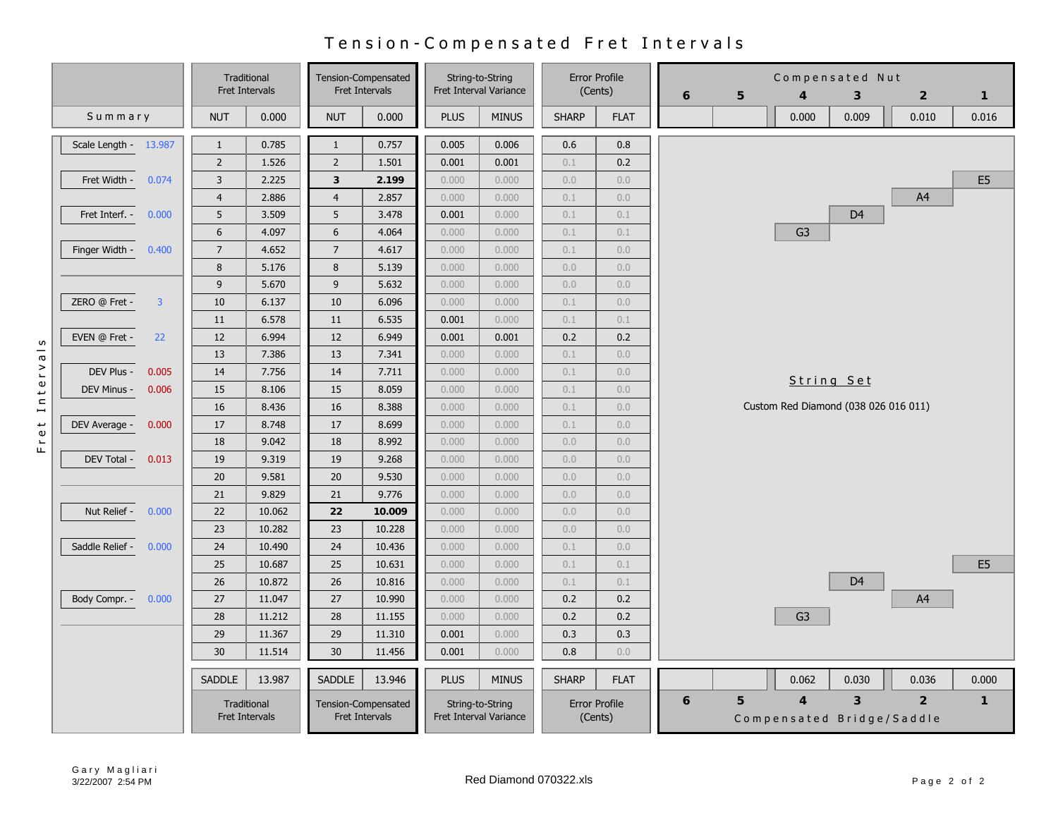# Tension-Compensated Fret Intervals

## Summary

| Parameter | Value |
|---|---|
| Scale Length - | 13.987 |
| Fret Width - | 0.074 |
| Fret Interf. - | 0.000 |
| Finger Width - | 0.400 |
| ZERO @ Fret - | 3 |
| EVEN @ Fret - | 22 |
| DEV Plus - | 0.005 |
| DEV Minus - | 0.006 |
| DEV Average - | 0.000 |
| DEV Total - | 0.013 |
| Nut Relief - | 0.000 |
| Saddle Relief - | 0.000 |
| Body Compr. - | 0.000 |

## Fret Intervals

| Traditional Fret Intervals | | Tension-Compensated Fret Intervals | | String-to-String Fret Interval Variance | | Error Profile (Cents) | |
|---|---|---|---|---|---|---|---|
| NUT | 0.000 | NUT | 0.000 | PLUS | MINUS | SHARP | FLAT |
| 1 | 0.785 | 1 | 0.757 | 0.005 | 0.006 | 0.6 | 0.8 |
| 2 | 1.526 | 2 | 1.501 | 0.001 | 0.001 | 0.1 | 0.2 |
| 3 | 2.225 | **3** | **2.199** | 0.000 | 0.000 | 0.0 | 0.0 |
| 4 | 2.886 | 4 | 2.857 | 0.000 | 0.000 | 0.1 | 0.0 |
| 5 | 3.509 | 5 | 3.478 | 0.001 | 0.000 | 0.1 | 0.1 |
| 6 | 4.097 | 6 | 4.064 | 0.000 | 0.000 | 0.1 | 0.1 |
| 7 | 4.652 | 7 | 4.617 | 0.000 | 0.000 | 0.1 | 0.0 |
| 8 | 5.176 | 8 | 5.139 | 0.000 | 0.000 | 0.0 | 0.0 |
| 9 | 5.670 | 9 | 5.632 | 0.000 | 0.000 | 0.0 | 0.0 |
| 10 | 6.137 | 10 | 6.096 | 0.000 | 0.000 | 0.1 | 0.0 |
| 11 | 6.578 | 11 | 6.535 | 0.001 | 0.000 | 0.1 | 0.1 |
| 12 | 6.994 | 12 | 6.949 | 0.001 | 0.001 | 0.2 | 0.2 |
| 13 | 7.386 | 13 | 7.341 | 0.000 | 0.000 | 0.1 | 0.0 |
| 14 | 7.756 | 14 | 7.711 | 0.000 | 0.000 | 0.1 | 0.0 |
| 15 | 8.106 | 15 | 8.059 | 0.000 | 0.000 | 0.1 | 0.0 |
| 16 | 8.436 | 16 | 8.388 | 0.000 | 0.000 | 0.1 | 0.0 |
| 17 | 8.748 | 17 | 8.699 | 0.000 | 0.000 | 0.1 | 0.0 |
| 18 | 9.042 | 18 | 8.992 | 0.000 | 0.000 | 0.0 | 0.0 |
| 19 | 9.319 | 19 | 9.268 | 0.000 | 0.000 | 0.0 | 0.0 |
| 20 | 9.581 | 20 | 9.530 | 0.000 | 0.000 | 0.0 | 0.0 |
| 21 | 9.829 | 21 | 9.776 | 0.000 | 0.000 | 0.0 | 0.0 |
| 22 | 10.062 | **22** | **10.009** | 0.000 | 0.000 | 0.0 | 0.0 |
| 23 | 10.282 | 23 | 10.228 | 0.000 | 0.000 | 0.0 | 0.0 |
| 24 | 10.490 | 24 | 10.436 | 0.000 | 0.000 | 0.1 | 0.0 |
| 25 | 10.687 | 25 | 10.631 | 0.000 | 0.000 | 0.1 | 0.1 |
| 26 | 10.872 | 26 | 10.816 | 0.000 | 0.000 | 0.1 | 0.1 |
| 27 | 11.047 | 27 | 10.990 | 0.000 | 0.000 | 0.2 | 0.2 |
| 28 | 11.212 | 28 | 11.155 | 0.000 | 0.000 | 0.2 | 0.2 |
| 29 | 11.367 | 29 | 11.310 | 0.001 | 0.000 | 0.3 | 0.3 |
| 30 | 11.514 | 30 | 11.456 | 0.001 | 0.000 | 0.8 | 0.0 |
| SADDLE | 13.987 | SADDLE | 13.946 | PLUS | MINUS | SHARP | FLAT |

## Compensated Nut

| 6 | 5 | 4 | 3 | 2 | 1 |
|---|---|---|---|---|---|
| | | 0.000 | 0.009 | 0.010 | 0.016 |
| | | G3 | D4 | A4 | E5 |

## String Set

Custom Red Diamond (038 026 016 011)

## Compensated Bridge/Saddle

| 6 | 5 | 4 | 3 | 2 | 1 |
|---|---|---|---|---|---|
| | | 0.062 | 0.030 | 0.036 | 0.000 |
| | | G3 | D4 | A4 | E5 |

Gary Magliari
3/22/2007 2:54 PM

Red Diamond 070322.xls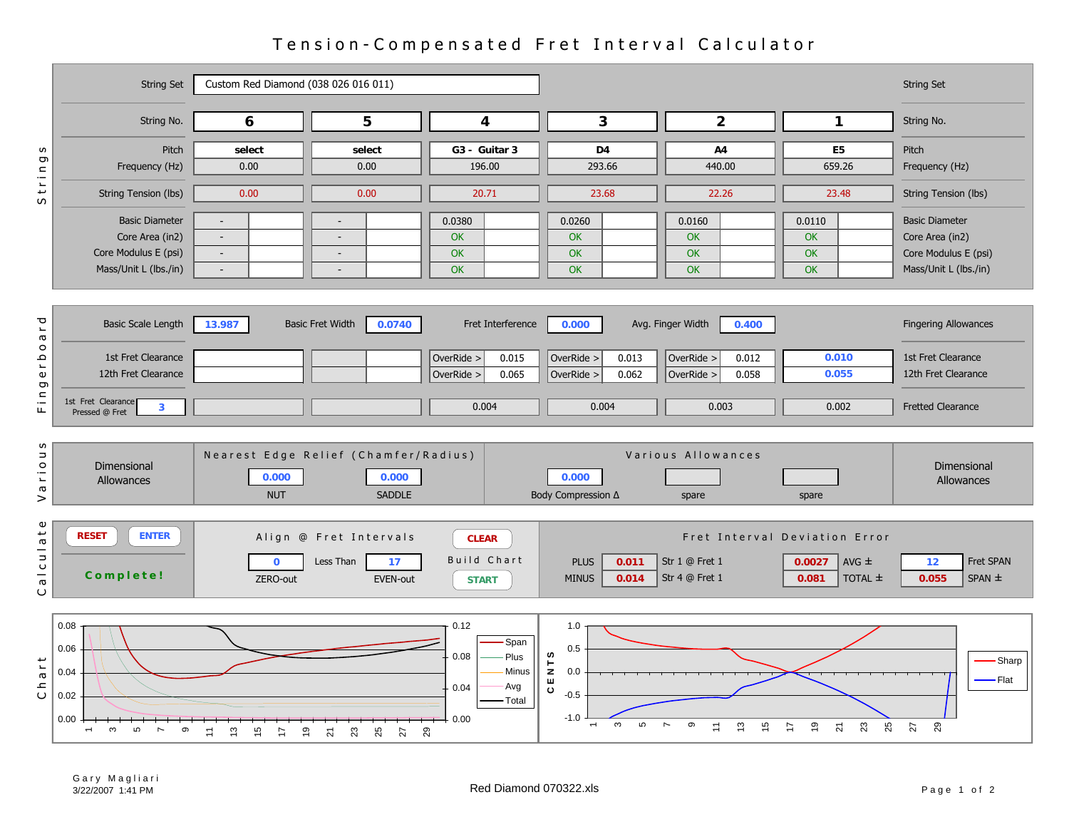# Tension-Compensated Fret Interval Calculator

## Strings

| | | | | | | | |
|---|---|---|---|---|---|---|---|
| String Set | Custom Red Diamond (038 026 016 011) | | | | | | String Set |
| String No. | 6 | 5 | 4 | 3 | 2 | 1 | String No. |
| Pitch | select | select | G3 - Guitar 3 | D4 | A4 | E5 | Pitch |
| Frequency (Hz) | 0.00 | 0.00 | 196.00 | 293.66 | 440.00 | 659.26 | Frequency (Hz) |
| String Tension (lbs) | 0.00 | 0.00 | 20.71 | 23.68 | 22.26 | 23.48 | String Tension (lbs) |
| Basic Diameter | - | - | 0.0380 | 0.0260 | 0.0160 | 0.0110 | Basic Diameter |
| Core Area (in2) | - | - | OK | OK | OK | OK | Core Area (in2) |
| Core Modulus E (psi) | - | - | OK | OK | OK | OK | Core Modulus E (psi) |
| Mass/Unit L (lbs./in) | - | - | OK | OK | OK | OK | Mass/Unit L (lbs./in) |

## Fingerboard

Basic Scale Length: 13.987 | Basic Fret Width: 0.0740 | Fret Interference: 0.000 | Avg. Finger Width: 0.400 | Fingering Allowances

| | 6 | 5 | 4 | 3 | 2 | 1 | |
|---|---|---|---|---|---|---|---|
| 1st Fret Clearance | | | OverRide > 0.015 | OverRide > 0.013 | OverRide > 0.012 | 0.010 | 1st Fret Clearance |
| 12th Fret Clearance | | | OverRide > 0.065 | OverRide > 0.062 | OverRide > 0.058 | 0.055 | 12th Fret Clearance |
| 1st Fret Clearance Pressed @ Fret: 3 | | | 0.004 | 0.004 | 0.003 | 0.002 | Fretted Clearance |

## Various

Dimensional Allowances

**Nearest Edge Relief (Chamfer/Radius)**: NUT 0.000 | SADDLE 0.000

**Various Allowances**: Body Compression Δ 0.000 | spare | spare

## Calculate

RESET | ENTER

**Complete!**

**Align @ Fret Intervals**: ZERO-out 0 | Less Than | EVEN-out 17

CLEAR

Build Chart: START

**Fret Interval Deviation Error**

| | | | | | | |
|---|---|---|---|---|---|---|
| PLUS | 0.011 | Str 1 @ Fret 1 | 0.0027 | AVG ± | 12 | Fret SPAN |
| MINUS | 0.014 | Str 4 @ Fret 1 | 0.081 | TOTAL ± | 0.055 | SPAN ± |

## Chart

Gary Magliari
3/22/2007 1:41 PM

Red Diamond 070322.xls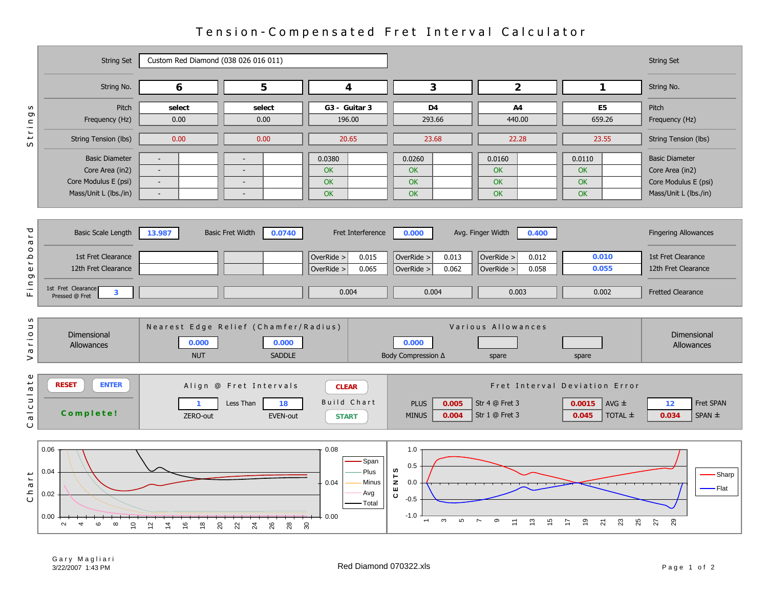# Tension-Compensated Fret Interval Calculator

## Strings

| | | | | | | | |
|---|---|---|---|---|---|---|---|
| String Set | Custom Red Diamond (038 026 016 011) | | | | | | String Set |
| String No. | 6 | 5 | 4 | 3 | 2 | 1 | String No. |
| Pitch | select | select | G3 - Guitar 3 | D4 | A4 | E5 | Pitch |
| Frequency (Hz) | 0.00 | 0.00 | 196.00 | 293.66 | 440.00 | 659.26 | Frequency (Hz) |
| String Tension (lbs) | 0.00 | 0.00 | 20.65 | 23.68 | 22.28 | 23.55 | String Tension (lbs) |
| Basic Diameter | - | - | 0.0380 | 0.0260 | 0.0160 | 0.0110 | Basic Diameter |
| Core Area (in2) | - | - | OK | OK | OK | OK | Core Area (in2) |
| Core Modulus E (psi) | - | - | OK | OK | OK | OK | Core Modulus E (psi) |
| Mass/Unit L (lbs./in) | - | - | OK | OK | OK | OK | Mass/Unit L (lbs./in) |

## Fingerboard

Basic Scale Length: 13.987 | Basic Fret Width: 0.0740 | Fret Interference: 0.000 | Avg. Finger Width: 0.400 | Fingering Allowances

| | 6 | 5 | 4 | 3 | 2 | 1 | |
|---|---|---|---|---|---|---|---|
| 1st Fret Clearance | | | OverRide > 0.015 | OverRide > 0.013 | OverRide > 0.012 | 0.010 | 1st Fret Clearance |
| 12th Fret Clearance | | | OverRide > 0.065 | OverRide > 0.062 | OverRide > 0.058 | 0.055 | 12th Fret Clearance |
| 1st Fret Clearance Pressed @ Fret: 3 | | | 0.004 | 0.004 | 0.003 | 0.002 | Fretted Clearance |

## Various

Dimensional Allowances

Nearest Edge Relief (Chamfer/Radius): NUT 0.000 | SADDLE 0.000

Various Allowances: Body Compression Δ 0.000 | spare | spare

## Calculate

RESET | ENTER | **Complete!**

Align @ Fret Intervals: 1 (ZERO-out) Less Than 18 (EVEN-out)

CLEAR | Build Chart | START

Fret Interval Deviation Error

| | | | | | | |
|---|---|---|---|---|---|---|
| PLUS | 0.005 | Str 4 @ Fret 3 | 0.0015 | AVG ± | 12 | Fret SPAN |
| MINUS | 0.004 | Str 1 @ Fret 3 | 0.045 | TOTAL ± | 0.034 | SPAN ± |

## Chart

Gary Magliari
3/22/2007 1:43 PM

Red Diamond 070322.xls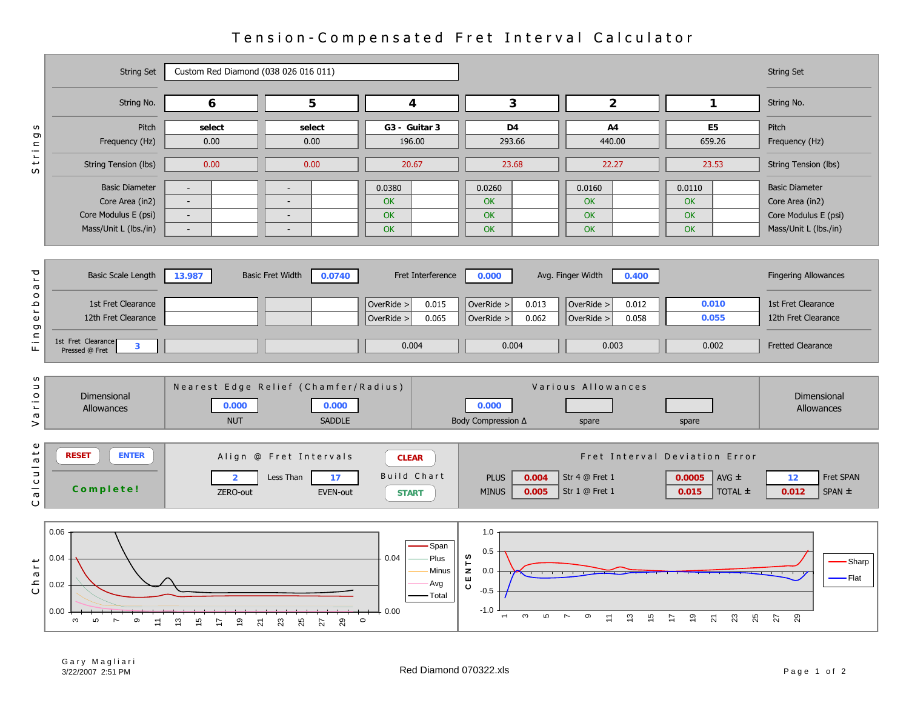# Tension-Compensated Fret Interval Calculator

## Strings

| | | | | | | | |
|---|---|---|---|---|---|---|---|
| String Set | Custom Red Diamond (038 026 016 011) | | | | | | String Set |
| String No. | 6 | 5 | 4 | 3 | 2 | 1 | String No. |
| Pitch | select | select | G3 - Guitar 3 | D4 | A4 | E5 | Pitch |
| Frequency (Hz) | 0.00 | 0.00 | 196.00 | 293.66 | 440.00 | 659.26 | Frequency (Hz) |
| String Tension (lbs) | 0.00 | 0.00 | 20.67 | 23.68 | 22.27 | 23.53 | String Tension (lbs) |
| Basic Diameter | - | - | 0.0380 | 0.0260 | 0.0160 | 0.0110 | Basic Diameter |
| Core Area (in2) | - | - | OK | OK | OK | OK | Core Area (in2) |
| Core Modulus E (psi) | - | - | OK | OK | OK | OK | Core Modulus E (psi) |
| Mass/Unit L (lbs./in) | - | - | OK | OK | OK | OK | Mass/Unit L (lbs./in) |

## Fingerboard

Basic Scale Length: 13.987 | Basic Fret Width: 0.0740 | Fret Interference: 0.000 | Avg. Finger Width: 0.400 | Fingering Allowances

| | 6 | 5 | 4 | 3 | 2 | 1 | |
|---|---|---|---|---|---|---|---|
| 1st Fret Clearance | | | OverRide > 0.015 | OverRide > 0.013 | OverRide > 0.012 | 0.010 | 1st Fret Clearance |
| 12th Fret Clearance | | | OverRide > 0.065 | OverRide > 0.062 | OverRide > 0.058 | 0.055 | 12th Fret Clearance |
| 1st Fret Clearance Pressed @ Fret: 3 | | | 0.004 | 0.004 | 0.003 | 0.002 | Fretted Clearance |

## Various

Dimensional Allowances

Nearest Edge Relief (Chamfer/Radius): NUT 0.000 | SADDLE 0.000

Various Allowances: Body Compression Δ 0.000 | spare | spare

## Calculate

RESET | ENTER

Complete!

Align @ Fret Intervals: 2 ZERO-out Less Than 17 EVEN-out

CLEAR

Build Chart: START

Fret Interval Deviation Error

| | | | | | | |
|---|---|---|---|---|---|---|
| PLUS | 0.004 | Str 4 @ Fret 1 | 0.0005 | AVG ± | 12 | Fret SPAN |
| MINUS | 0.005 | Str 1 @ Fret 1 | 0.015 | TOTAL ± | 0.012 | SPAN ± |

## Chart

0.06
0.04
0.02
0.00
3 5 7 9 11 13 15 17 19 21 23 25 27 29 0
0.04
0.00
Span
Plus
Minus
Avg
Total

CENTS
1.0
0.5
0.0
-0.5
-1.0
1 3 5 7 9 11 13 15 17 19 21 23 25 27 29
Sharp
Flat

Gary Magliari
3/22/2007 2:51 PM

Red Diamond 070322.xls